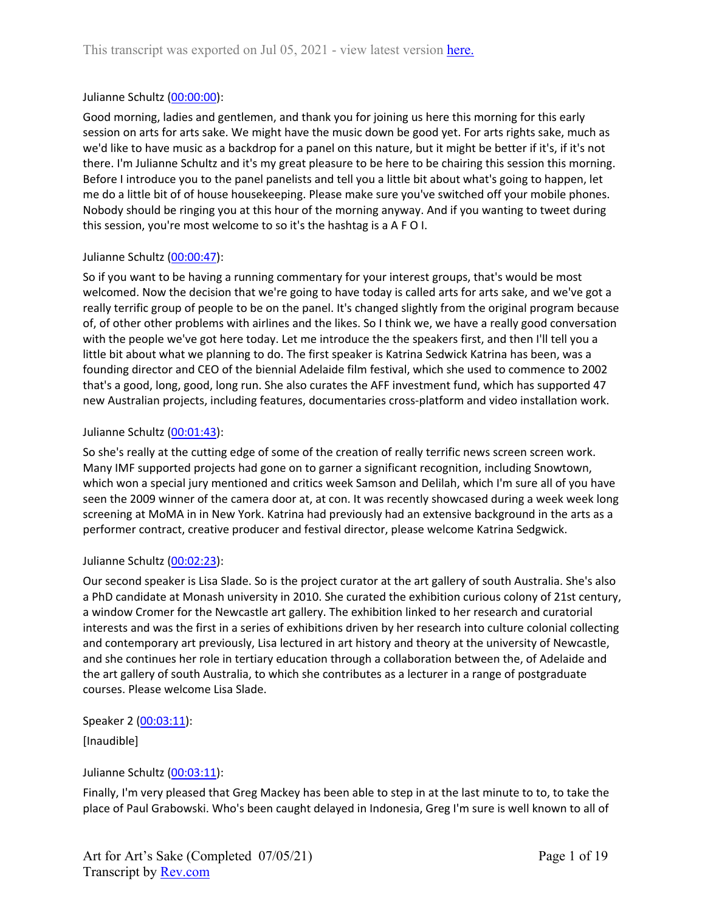This transcript was exported on Jul 05, 2021 - view latest version [here.](#)

Julianne Schultz ([00:00:00](#)):

Good morning, ladies and gentlemen, and thank you for joining us here this morning for this early session on arts for arts sake. We might have the music down be good yet. For arts rights sake, much as we'd like to have music as a backdrop for a panel on this nature, but it might be better if it's, if it's not there. I'm Julianne Schultz and it's my great pleasure to be here to be chairing this session this morning. Before I introduce you to the panel panelists and tell you a little bit about what's going to happen, let me do a little bit of of house housekeeping. Please make sure you've switched off your mobile phones. Nobody should be ringing you at this hour of the morning anyway. And if you wanting to tweet during this session, you're most welcome to so it's the hashtag is a A F O I.

Julianne Schultz ([00:00:47](#)):

So if you want to be having a running commentary for your interest groups, that's would be most welcomed. Now the decision that we're going to have today is called arts for arts sake, and we've got a really terrific group of people to be on the panel. It's changed slightly from the original program because of, of other other problems with airlines and the likes. So I think we, we have a really good conversation with the people we've got here today. Let me introduce the the speakers first, and then I'll tell you a little bit about what we planning to do. The first speaker is Katrina Sedwick Katrina has been, was a founding director and CEO of the biennial Adelaide film festival, which she used to commence to 2002 that's a good, long, good, long run. She also curates the AFF investment fund, which has supported 47 new Australian projects, including features, documentaries cross-platform and video installation work.

Julianne Schultz ([00:01:43](#)):

So she's really at the cutting edge of some of the creation of really terrific news screen screen work. Many IMF supported projects had gone on to garner a significant recognition, including Snowtown, which won a special jury mentioned and critics week Samson and Delilah, which I'm sure all of you have seen the 2009 winner of the camera door at, at con. It was recently showcased during a week week long screening at MoMA in in New York. Katrina had previously had an extensive background in the arts as a performer contract, creative producer and festival director, please welcome Katrina Sedgwick.

Julianne Schultz ([00:02:23](#)):

Our second speaker is Lisa Slade. So is the project curator at the art gallery of south Australia. She's also a PhD candidate at Monash university in 2010. She curated the exhibition curious colony of 21st century, a window Cromer for the Newcastle art gallery. The exhibition linked to her research and curatorial interests and was the first in a series of exhibitions driven by her research into culture colonial collecting and contemporary art previously, Lisa lectured in art history and theory at the university of Newcastle, and she continues her role in tertiary education through a collaboration between the, of Adelaide and the art gallery of south Australia, to which she contributes as a lecturer in a range of postgraduate courses. Please welcome Lisa Slade.

Speaker 2 ([00:03:11](#)):

[Inaudible]

Julianne Schultz ([00:03:11](#)):

Finally, I'm very pleased that Greg Mackey has been able to step in at the last minute to to, to take the place of Paul Grabowski. Who's been caught delayed in Indonesia, Greg I'm sure is well known to all of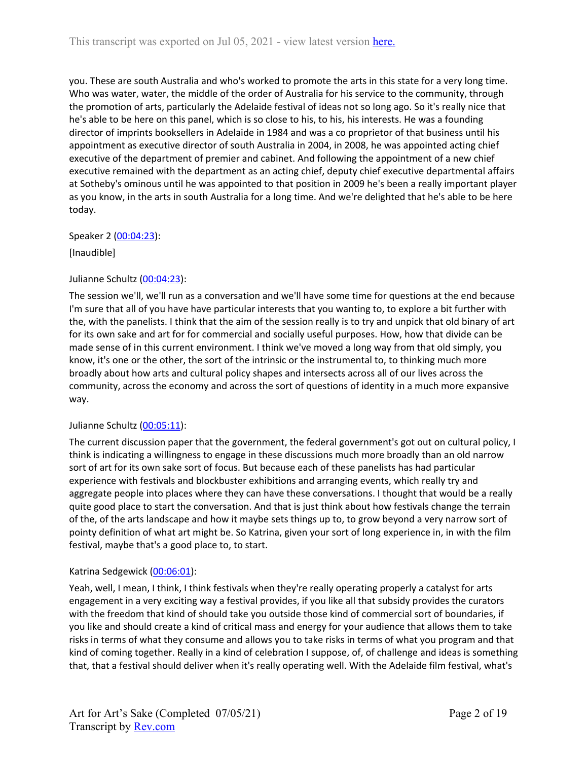you. These are south Australia and who's worked to promote the arts in this state for a very long time. Who was water, water, the middle of the order of Australia for his service to the community, through the promotion of arts, particularly the Adelaide festival of ideas not so long ago. So it's really nice that he's able to be here on this panel, which is so close to his, to his, his interests. He was a founding director of imprints booksellers in Adelaide in 1984 and was a co proprietor of that business until his appointment as executive director of south Australia in 2004, in 2008, he was appointed acting chief executive of the department of premier and cabinet. And following the appointment of a new chief executive remained with the department as an acting chief, deputy chief executive departmental affairs at Sotheby's ominous until he was appointed to that position in 2009 he's been a really important player as you know, in the arts in south Australia for a long time. And we're delighted that he's able to be here today.

Speaker 2 (00:04:23):

[Inaudible]

Julianne Schultz (00:04:23):

The session we'll, we'll run as a conversation and we'll have some time for questions at the end because I'm sure that all of you have have particular interests that you wanting to, to explore a bit further with the, with the panelists. I think that the aim of the session really is to try and unpick that old binary of art for its own sake and art for for commercial and socially useful purposes. How, how that divide can be made sense of in this current environment. I think we've moved a long way from that old simply, you know, it's one or the other, the sort of the intrinsic or the instrumental to, to thinking much more broadly about how arts and cultural policy shapes and intersects across all of our lives across the community, across the economy and across the sort of questions of identity in a much more expansive way.

Julianne Schultz (00:05:11):

The current discussion paper that the government, the federal government's got out on cultural policy, I think is indicating a willingness to engage in these discussions much more broadly than an old narrow sort of art for its own sake sort of focus. But because each of these panelists has had particular experience with festivals and blockbuster exhibitions and arranging events, which really try and aggregate people into places where they can have these conversations. I thought that would be a really quite good place to start the conversation. And that is just think about how festivals change the terrain of the, of the arts landscape and how it maybe sets things up to, to grow beyond a very narrow sort of pointy definition of what art might be. So Katrina, given your sort of long experience in, in with the film festival, maybe that's a good place to, to start.

Katrina Sedgewick (00:06:01):

Yeah, well, I mean, I think, I think festivals when they're really operating properly a catalyst for arts engagement in a very exciting way a festival provides, if you like all that subsidy provides the curators with the freedom that kind of should take you outside those kind of commercial sort of boundaries, if you like and should create a kind of critical mass and energy for your audience that allows them to take risks in terms of what they consume and allows you to take risks in terms of what you program and that kind of coming together. Really in a kind of celebration I suppose, of, of challenge and ideas is something that, that a festival should deliver when it's really operating well. With the Adelaide film festival, what's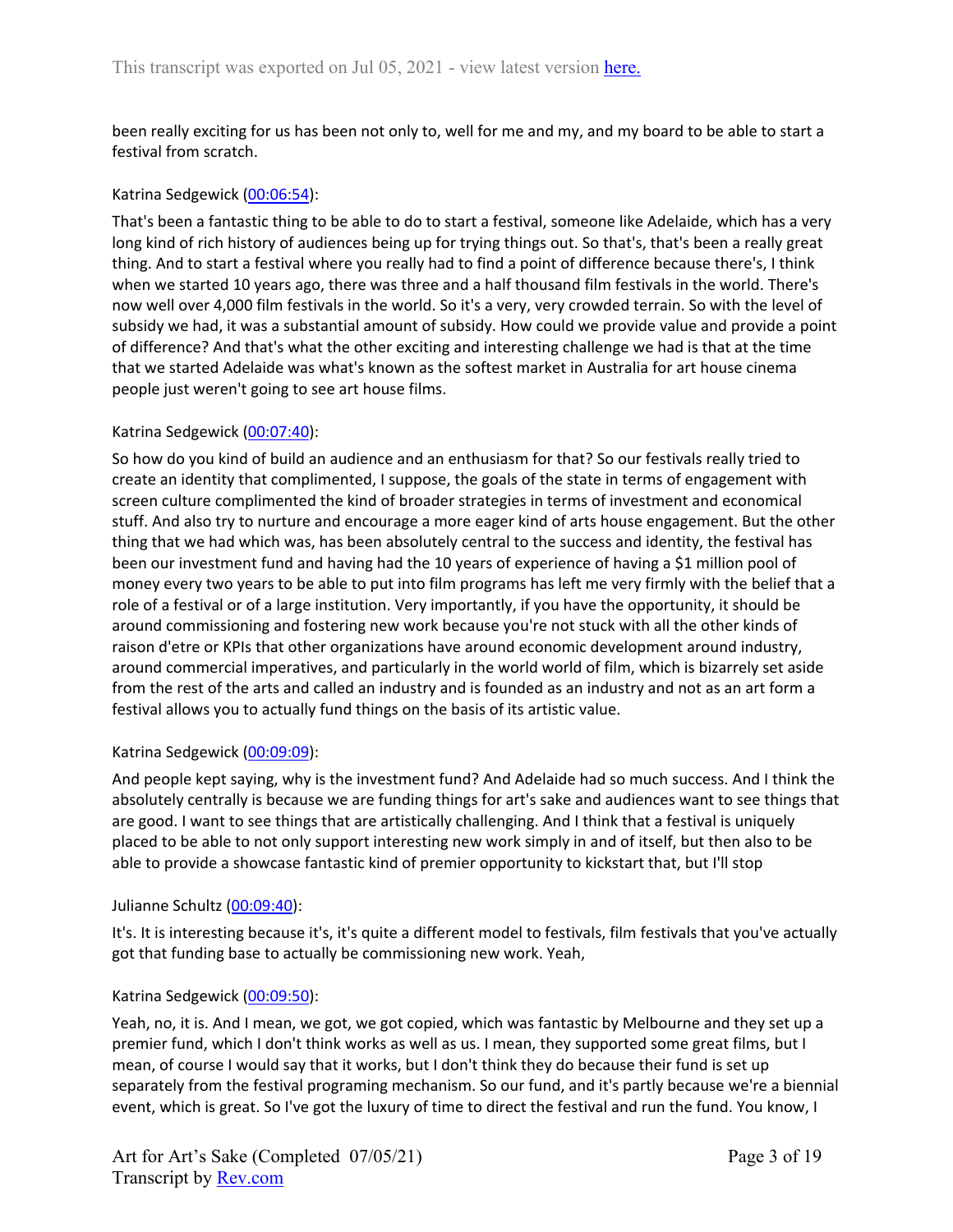been really exciting for us has been not only to, well for me and my, and my board to be able to start a festival from scratch.

Katrina Sedgewick ([00:06:54](#)):

That's been a fantastic thing to be able to do to start a festival, someone like Adelaide, which has a very long kind of rich history of audiences being up for trying things out. So that's, that's been a really great thing. And to start a festival where you really had to find a point of difference because there's, I think when we started 10 years ago, there was three and a half thousand film festivals in the world. There's now well over 4,000 film festivals in the world. So it's a very, very crowded terrain. So with the level of subsidy we had, it was a substantial amount of subsidy. How could we provide value and provide a point of difference? And that's what the other exciting and interesting challenge we had is that at the time that we started Adelaide was what's known as the softest market in Australia for art house cinema people just weren't going to see art house films.

Katrina Sedgewick ([00:07:40](#)):

So how do you kind of build an audience and an enthusiasm for that? So our festivals really tried to create an identity that complimented, I suppose, the goals of the state in terms of engagement with screen culture complimented the kind of broader strategies in terms of investment and economical stuff. And also try to nurture and encourage a more eager kind of arts house engagement. But the other thing that we had which was, has been absolutely central to the success and identity, the festival has been our investment fund and having had the 10 years of experience of having a $1 million pool of money every two years to be able to put into film programs has left me very firmly with the belief that a role of a festival or of a large institution. Very importantly, if you have the opportunity, it should be around commissioning and fostering new work because you're not stuck with all the other kinds of raison d'etre or KPIs that other organizations have around economic development around industry, around commercial imperatives, and particularly in the world world of film, which is bizarrely set aside from the rest of the arts and called an industry and is founded as an industry and not as an art form a festival allows you to actually fund things on the basis of its artistic value.

Katrina Sedgewick ([00:09:09](#)):

And people kept saying, why is the investment fund? And Adelaide had so much success. And I think the absolutely centrally is because we are funding things for art's sake and audiences want to see things that are good. I want to see things that are artistically challenging. And I think that a festival is uniquely placed to be able to not only support interesting new work simply in and of itself, but then also to be able to provide a showcase fantastic kind of premier opportunity to kickstart that, but I'll stop

Julianne Schultz ([00:09:40](#)):

It's. It is interesting because it's, it's quite a different model to festivals, film festivals that you've actually got that funding base to actually be commissioning new work. Yeah,

Katrina Sedgewick ([00:09:50](#)):

Yeah, no, it is. And I mean, we got, we got copied, which was fantastic by Melbourne and they set up a premier fund, which I don't think works as well as us. I mean, they supported some great films, but I mean, of course I would say that it works, but I don't think they do because their fund is set up separately from the festival programing mechanism. So our fund, and it's partly because we're a biennial event, which is great. So I've got the luxury of time to direct the festival and run the fund. You know, I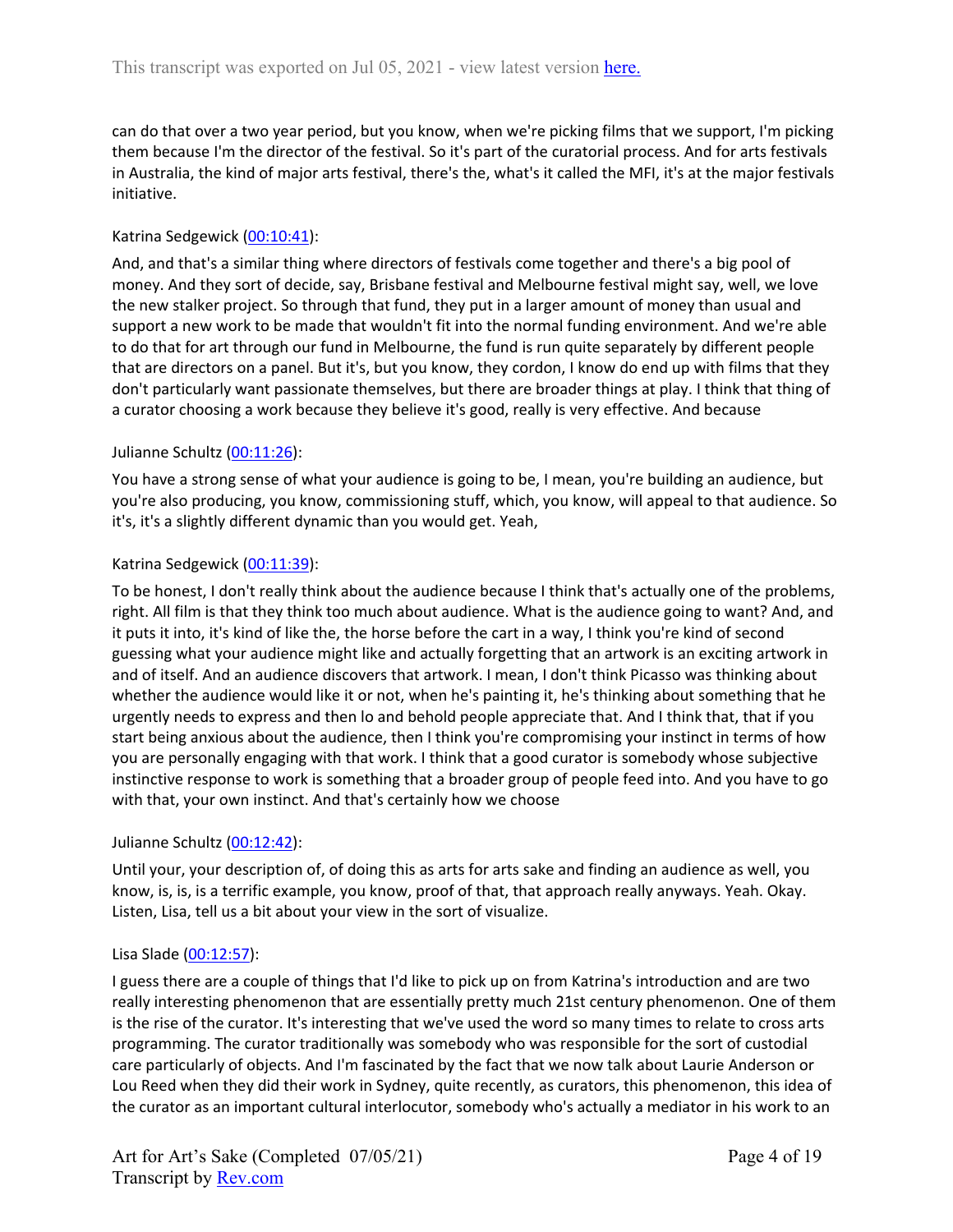can do that over a two year period, but you know, when we're picking films that we support, I'm picking them because I'm the director of the festival. So it's part of the curatorial process. And for arts festivals in Australia, the kind of major arts festival, there's the, what's it called the MFI, it's at the major festivals initiative.

Katrina Sedgewick ([00:10:41](#)):

And, and that's a similar thing where directors of festivals come together and there's a big pool of money. And they sort of decide, say, Brisbane festival and Melbourne festival might say, well, we love the new stalker project. So through that fund, they put in a larger amount of money than usual and support a new work to be made that wouldn't fit into the normal funding environment. And we're able to do that for art through our fund in Melbourne, the fund is run quite separately by different people that are directors on a panel. But it's, but you know, they cordon, I know do end up with films that they don't particularly want passionate themselves, but there are broader things at play. I think that thing of a curator choosing a work because they believe it's good, really is very effective. And because

Julianne Schultz ([00:11:26](#)):

You have a strong sense of what your audience is going to be, I mean, you're building an audience, but you're also producing, you know, commissioning stuff, which, you know, will appeal to that audience. So it's, it's a slightly different dynamic than you would get. Yeah,

Katrina Sedgewick ([00:11:39](#)):

To be honest, I don't really think about the audience because I think that's actually one of the problems, right. All film is that they think too much about audience. What is the audience going to want? And, and it puts it into, it's kind of like the, the horse before the cart in a way, I think you're kind of second guessing what your audience might like and actually forgetting that an artwork is an exciting artwork in and of itself. And an audience discovers that artwork. I mean, I don't think Picasso was thinking about whether the audience would like it or not, when he's painting it, he's thinking about something that he urgently needs to express and then lo and behold people appreciate that. And I think that, that if you start being anxious about the audience, then I think you're compromising your instinct in terms of how you are personally engaging with that work. I think that a good curator is somebody whose subjective instinctive response to work is something that a broader group of people feed into. And you have to go with that, your own instinct. And that's certainly how we choose

Julianne Schultz ([00:12:42](#)):

Until your, your description of, of doing this as arts for arts sake and finding an audience as well, you know, is, is, is a terrific example, you know, proof of that, that approach really anyways. Yeah. Okay. Listen, Lisa, tell us a bit about your view in the sort of visualize.

Lisa Slade ([00:12:57](#)):

I guess there are a couple of things that I'd like to pick up on from Katrina's introduction and are two really interesting phenomenon that are essentially pretty much 21st century phenomenon. One of them is the rise of the curator. It's interesting that we've used the word so many times to relate to cross arts programming. The curator traditionally was somebody who was responsible for the sort of custodial care particularly of objects. And I'm fascinated by the fact that we now talk about Laurie Anderson or Lou Reed when they did their work in Sydney, quite recently, as curators, this phenomenon, this idea of the curator as an important cultural interlocutor, somebody who's actually a mediator in his work to an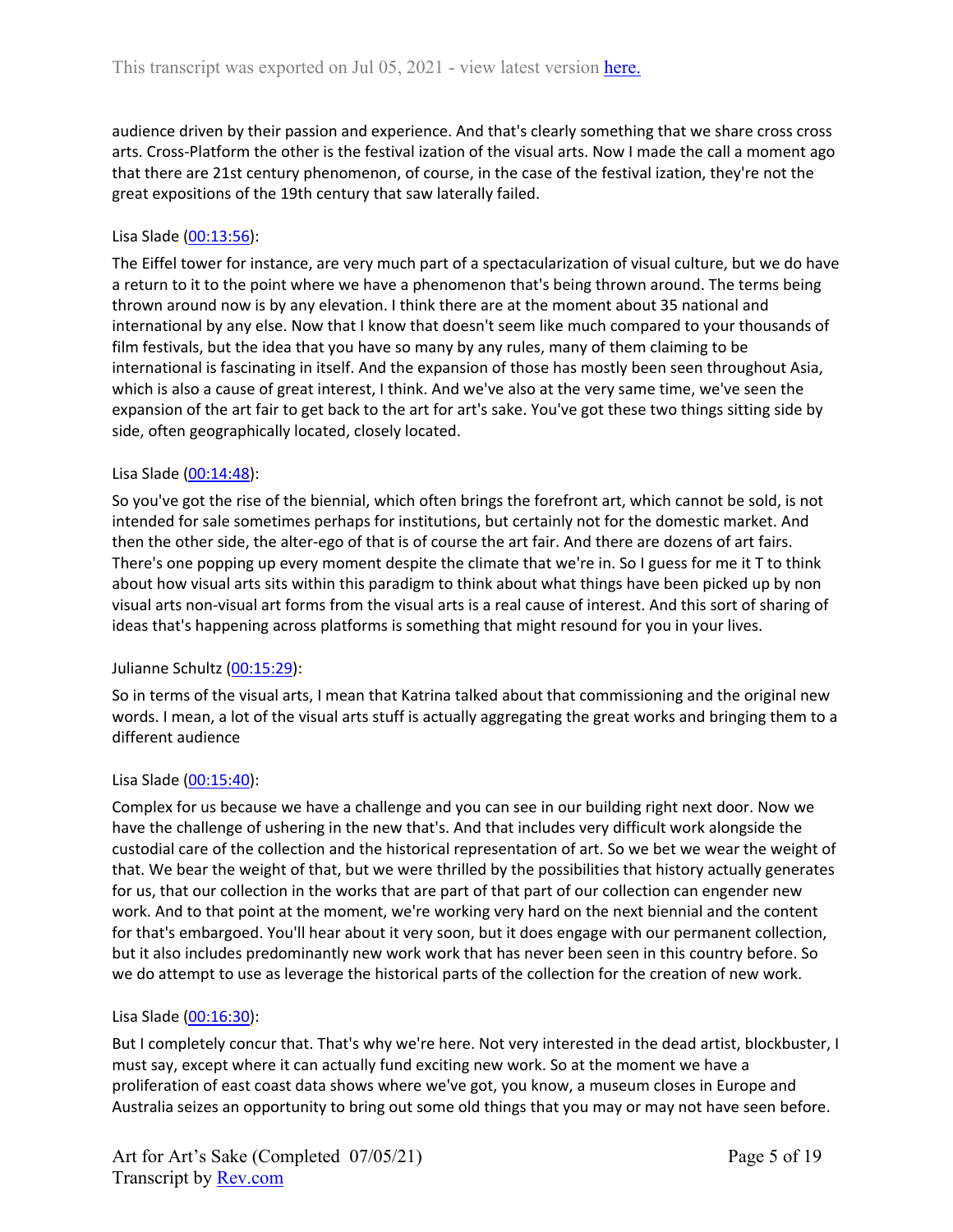audience driven by their passion and experience. And that's clearly something that we share cross cross arts. Cross-Platform the other is the festival ization of the visual arts. Now I made the call a moment ago that there are 21st century phenomenon, of course, in the case of the festival ization, they're not the great expositions of the 19th century that saw laterally failed.

Lisa Slade ([00:13:56](https://www.rev.com/transcript-editor/shared/)):

The Eiffel tower for instance, are very much part of a spectacularization of visual culture, but we do have a return to it to the point where we have a phenomenon that's being thrown around. The terms being thrown around now is by any elevation. I think there are at the moment about 35 national and international by any else. Now that I know that doesn't seem like much compared to your thousands of film festivals, but the idea that you have so many by any rules, many of them claiming to be international is fascinating in itself. And the expansion of those has mostly been seen throughout Asia, which is also a cause of great interest, I think. And we've also at the very same time, we've seen the expansion of the art fair to get back to the art for art's sake. You've got these two things sitting side by side, often geographically located, closely located.

Lisa Slade ([00:14:48](https://www.rev.com/transcript-editor/shared/)):

So you've got the rise of the biennial, which often brings the forefront art, which cannot be sold, is not intended for sale sometimes perhaps for institutions, but certainly not for the domestic market. And then the other side, the alter-ego of that is of course the art fair. And there are dozens of art fairs. There's one popping up every moment despite the climate that we're in. So I guess for me it T to think about how visual arts sits within this paradigm to think about what things have been picked up by non visual arts non-visual art forms from the visual arts is a real cause of interest. And this sort of sharing of ideas that's happening across platforms is something that might resound for you in your lives.

Julianne Schultz ([00:15:29](https://www.rev.com/transcript-editor/shared/)):

So in terms of the visual arts, I mean that Katrina talked about that commissioning and the original new words. I mean, a lot of the visual arts stuff is actually aggregating the great works and bringing them to a different audience

Lisa Slade ([00:15:40](https://www.rev.com/transcript-editor/shared/)):

Complex for us because we have a challenge and you can see in our building right next door. Now we have the challenge of ushering in the new that's. And that includes very difficult work alongside the custodial care of the collection and the historical representation of art. So we bet we wear the weight of that. We bear the weight of that, but we were thrilled by the possibilities that history actually generates for us, that our collection in the works that are part of that part of our collection can engender new work. And to that point at the moment, we're working very hard on the next biennial and the content for that's embargoed. You'll hear about it very soon, but it does engage with our permanent collection, but it also includes predominantly new work work that has never been seen in this country before. So we do attempt to use as leverage the historical parts of the collection for the creation of new work.

Lisa Slade ([00:16:30](https://www.rev.com/transcript-editor/shared/)):

But I completely concur that. That's why we're here. Not very interested in the dead artist, blockbuster, I must say, except where it can actually fund exciting new work. So at the moment we have a proliferation of east coast data shows where we've got, you know, a museum closes in Europe and Australia seizes an opportunity to bring out some old things that you may or may not have seen before.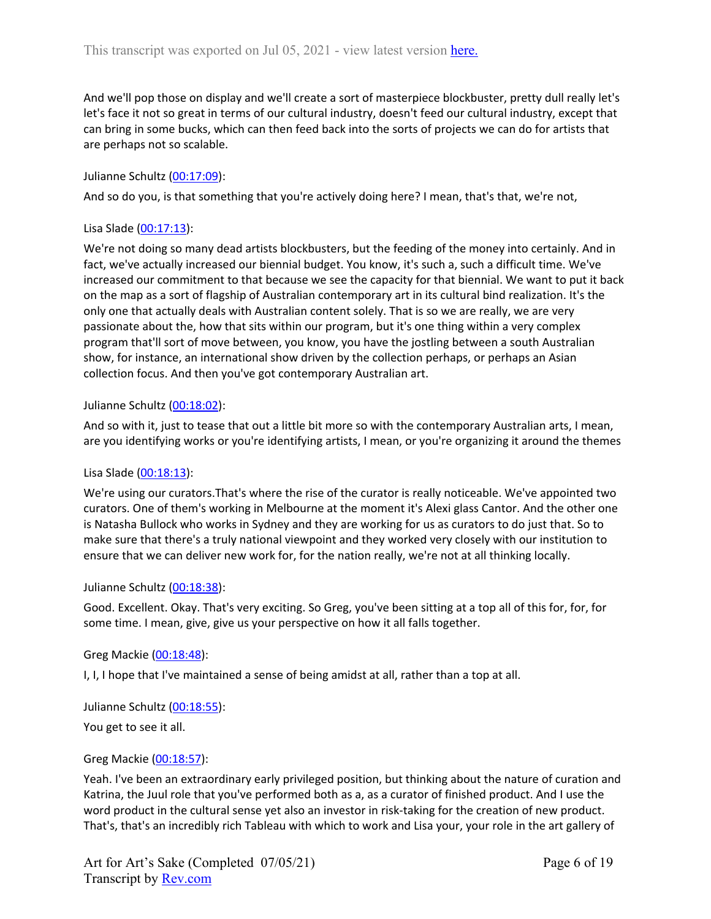And we'll pop those on display and we'll create a sort of masterpiece blockbuster, pretty dull really let's let's face it not so great in terms of our cultural industry, doesn't feed our cultural industry, except that can bring in some bucks, which can then feed back into the sorts of projects we can do for artists that are perhaps not so scalable.

Julianne Schultz ([00:17:09](#)):

And so do you, is that something that you're actively doing here? I mean, that's that, we're not,

Lisa Slade ([00:17:13](#)):

We're not doing so many dead artists blockbusters, but the feeding of the money into certainly. And in fact, we've actually increased our biennial budget. You know, it's such a, such a difficult time. We've increased our commitment to that because we see the capacity for that biennial. We want to put it back on the map as a sort of flagship of Australian contemporary art in its cultural bind realization. It's the only one that actually deals with Australian content solely. That is so we are really, we are very passionate about the, how that sits within our program, but it's one thing within a very complex program that'll sort of move between, you know, you have the jostling between a south Australian show, for instance, an international show driven by the collection perhaps, or perhaps an Asian collection focus. And then you've got contemporary Australian art.

Julianne Schultz ([00:18:02](#)):

And so with it, just to tease that out a little bit more so with the contemporary Australian arts, I mean, are you identifying works or you're identifying artists, I mean, or you're organizing it around the themes

Lisa Slade ([00:18:13](#)):

We're using our curators.That's where the rise of the curator is really noticeable. We've appointed two curators. One of them's working in Melbourne at the moment it's Alexi glass Cantor. And the other one is Natasha Bullock who works in Sydney and they are working for us as curators to do just that. So to make sure that there's a truly national viewpoint and they worked very closely with our institution to ensure that we can deliver new work for, for the nation really, we're not at all thinking locally.

Julianne Schultz ([00:18:38](#)):

Good. Excellent. Okay. That's very exciting. So Greg, you've been sitting at a top all of this for, for, for some time. I mean, give, give us your perspective on how it all falls together.

Greg Mackie ([00:18:48](#)):

I, I, I hope that I've maintained a sense of being amidst at all, rather than a top at all.

Julianne Schultz ([00:18:55](#)):

You get to see it all.

Greg Mackie ([00:18:57](#)):

Yeah. I've been an extraordinary early privileged position, but thinking about the nature of curation and Katrina, the Juul role that you've performed both as a, as a curator of finished product. And I use the word product in the cultural sense yet also an investor in risk-taking for the creation of new product. That's, that's an incredibly rich Tableau with which to work and Lisa your, your role in the art gallery of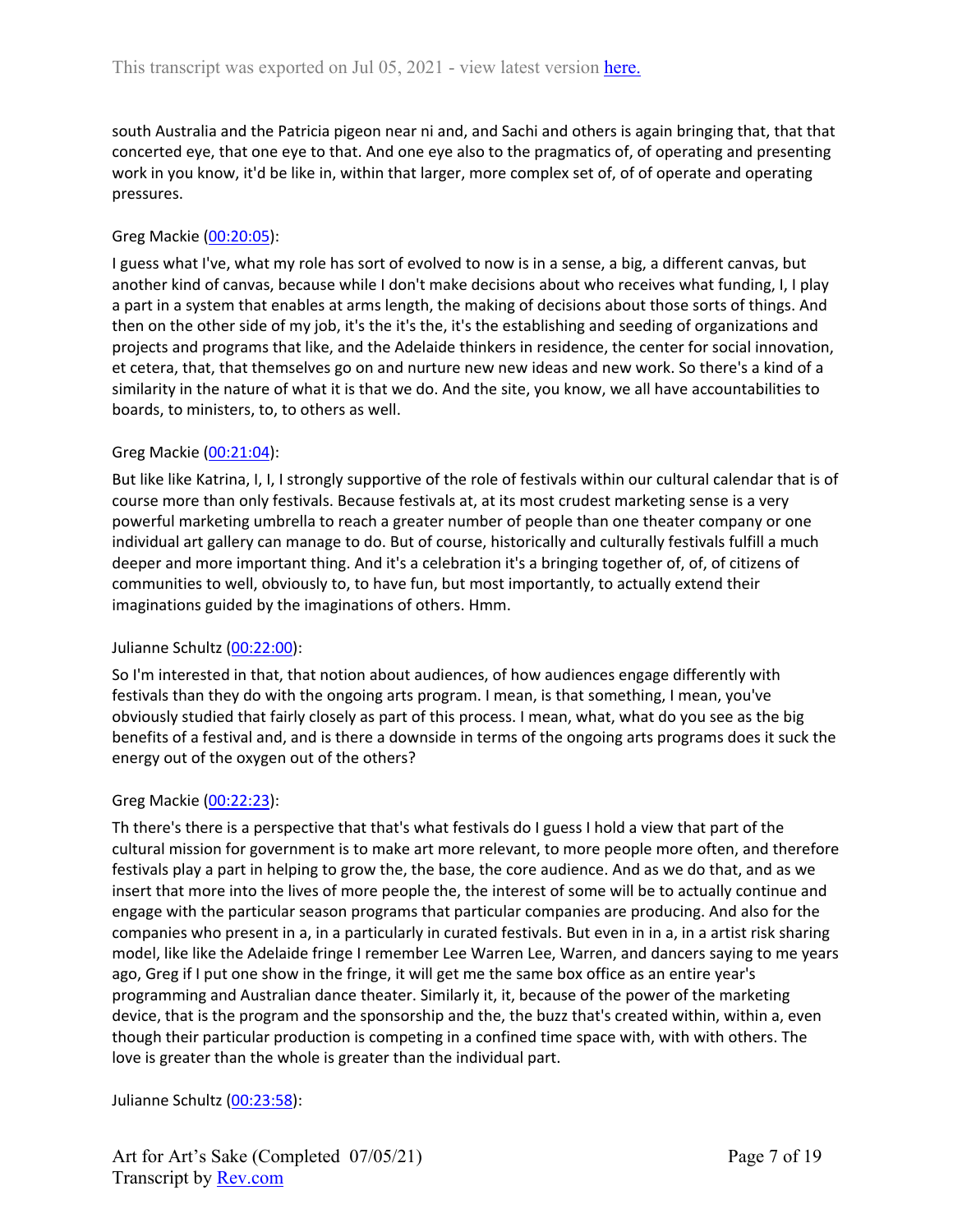south Australia and the Patricia pigeon near ni and, and Sachi and others is again bringing that, that that concerted eye, that one eye to that. And one eye also to the pragmatics of, of operating and presenting work in you know, it'd be like in, within that larger, more complex set of, of of operate and operating pressures.

Greg Mackie ([00:20:05](#)):

I guess what I've, what my role has sort of evolved to now is in a sense, a big, a different canvas, but another kind of canvas, because while I don't make decisions about who receives what funding, I, I play a part in a system that enables at arms length, the making of decisions about those sorts of things. And then on the other side of my job, it's the it's the, it's the establishing and seeding of organizations and projects and programs that like, and the Adelaide thinkers in residence, the center for social innovation, et cetera, that, that themselves go on and nurture new new ideas and new work. So there's a kind of a similarity in the nature of what it is that we do. And the site, you know, we all have accountabilities to boards, to ministers, to, to others as well.

Greg Mackie ([00:21:04](#)):

But like like Katrina, I, I, I strongly supportive of the role of festivals within our cultural calendar that is of course more than only festivals. Because festivals at, at its most crudest marketing sense is a very powerful marketing umbrella to reach a greater number of people than one theater company or one individual art gallery can manage to do. But of course, historically and culturally festivals fulfill a much deeper and more important thing. And it's a celebration it's a bringing together of, of, of citizens of communities to well, obviously to, to have fun, but most importantly, to actually extend their imaginations guided by the imaginations of others. Hmm.

Julianne Schultz ([00:22:00](#)):

So I'm interested in that, that notion about audiences, of how audiences engage differently with festivals than they do with the ongoing arts program. I mean, is that something, I mean, you've obviously studied that fairly closely as part of this process. I mean, what, what do you see as the big benefits of a festival and, and is there a downside in terms of the ongoing arts programs does it suck the energy out of the oxygen out of the others?

Greg Mackie ([00:22:23](#)):

Th there's there is a perspective that that's what festivals do I guess I hold a view that part of the cultural mission for government is to make art more relevant, to more people more often, and therefore festivals play a part in helping to grow the, the base, the core audience. And as we do that, and as we insert that more into the lives of more people the, the interest of some will be to actually continue and engage with the particular season programs that particular companies are producing. And also for the companies who present in a, in a particularly in curated festivals. But even in in a, in a artist risk sharing model, like like the Adelaide fringe I remember Lee Warren Lee, Warren, and dancers saying to me years ago, Greg if I put one show in the fringe, it will get me the same box office as an entire year's programming and Australian dance theater. Similarly it, it, because of the power of the marketing device, that is the program and the sponsorship and the, the buzz that's created within, within a, even though their particular production is competing in a confined time space with, with with others. The love is greater than the whole is greater than the individual part.

Julianne Schultz ([00:23:58](#)):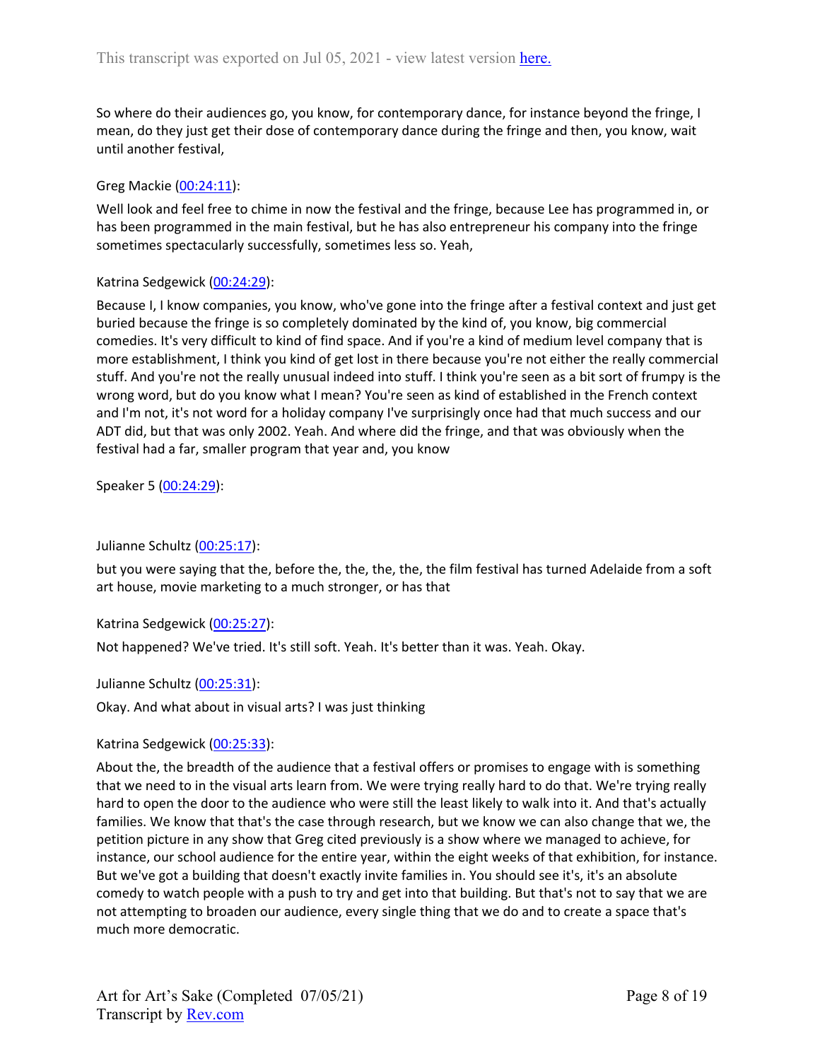So where do their audiences go, you know, for contemporary dance, for instance beyond the fringe, I mean, do they just get their dose of contemporary dance during the fringe and then, you know, wait until another festival,

Greg Mackie (00:24:11):

Well look and feel free to chime in now the festival and the fringe, because Lee has programmed in, or has been programmed in the main festival, but he has also entrepreneur his company into the fringe sometimes spectacularly successfully, sometimes less so. Yeah,

Katrina Sedgewick (00:24:29):

Because I, I know companies, you know, who've gone into the fringe after a festival context and just get buried because the fringe is so completely dominated by the kind of, you know, big commercial comedies. It's very difficult to kind of find space. And if you're a kind of medium level company that is more establishment, I think you kind of get lost in there because you're not either the really commercial stuff. And you're not the really unusual indeed into stuff. I think you're seen as a bit sort of frumpy is the wrong word, but do you know what I mean? You're seen as kind of established in the French context and I'm not, it's not word for a holiday company I've surprisingly once had that much success and our ADT did, but that was only 2002. Yeah. And where did the fringe, and that was obviously when the festival had a far, smaller program that year and, you know

Speaker 5 (00:24:29):

Julianne Schultz (00:25:17):

but you were saying that the, before the, the, the, the, the film festival has turned Adelaide from a soft art house, movie marketing to a much stronger, or has that

Katrina Sedgewick (00:25:27):

Not happened? We've tried. It's still soft. Yeah. It's better than it was. Yeah. Okay.

Julianne Schultz (00:25:31):

Okay. And what about in visual arts? I was just thinking

Katrina Sedgewick (00:25:33):

About the, the breadth of the audience that a festival offers or promises to engage with is something that we need to in the visual arts learn from. We were trying really hard to do that. We're trying really hard to open the door to the audience who were still the least likely to walk into it. And that's actually families. We know that that's the case through research, but we know we can also change that we, the petition picture in any show that Greg cited previously is a show where we managed to achieve, for instance, our school audience for the entire year, within the eight weeks of that exhibition, for instance. But we've got a building that doesn't exactly invite families in. You should see it's, it's an absolute comedy to watch people with a push to try and get into that building. But that's not to say that we are not attempting to broaden our audience, every single thing that we do and to create a space that's much more democratic.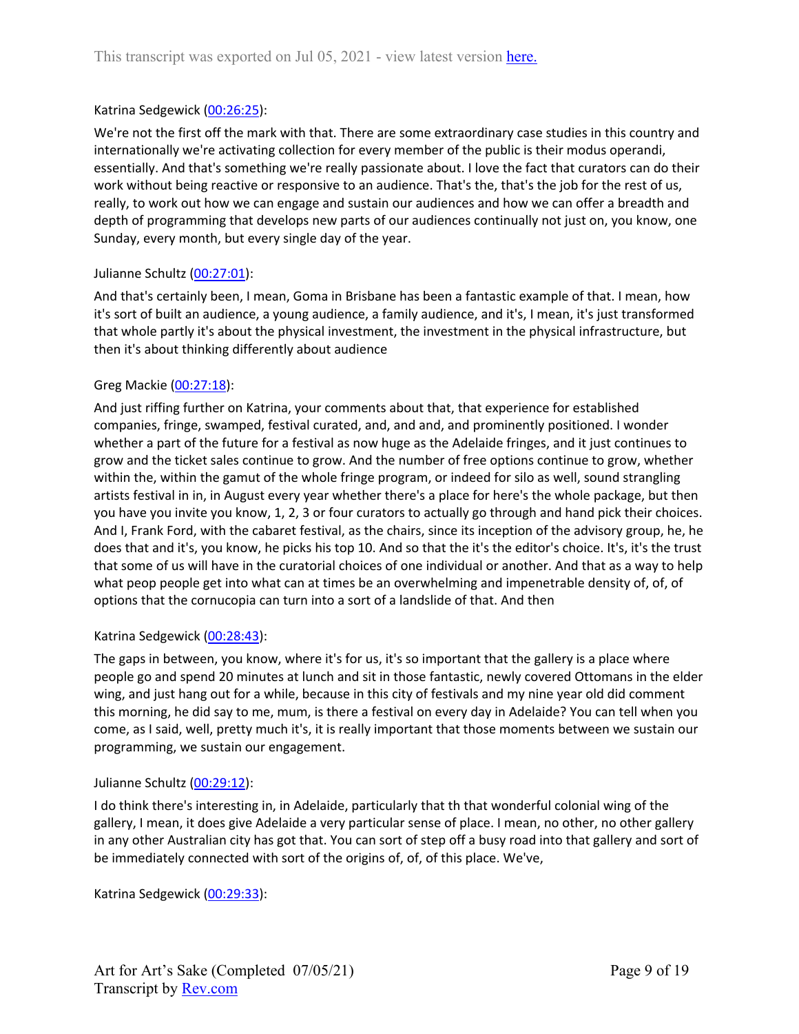Katrina Sedgewick ([00:26:25](#)):

We're not the first off the mark with that. There are some extraordinary case studies in this country and internationally we're activating collection for every member of the public is their modus operandi, essentially. And that's something we're really passionate about. I love the fact that curators can do their work without being reactive or responsive to an audience. That's the, that's the job for the rest of us, really, to work out how we can engage and sustain our audiences and how we can offer a breadth and depth of programming that develops new parts of our audiences continually not just on, you know, one Sunday, every month, but every single day of the year.

Julianne Schultz ([00:27:01](#)):

And that's certainly been, I mean, Goma in Brisbane has been a fantastic example of that. I mean, how it's sort of built an audience, a young audience, a family audience, and it's, I mean, it's just transformed that whole partly it's about the physical investment, the investment in the physical infrastructure, but then it's about thinking differently about audience

Greg Mackie ([00:27:18](#)):

And just riffing further on Katrina, your comments about that, that experience for established companies, fringe, swamped, festival curated, and, and and, and prominently positioned. I wonder whether a part of the future for a festival as now huge as the Adelaide fringes, and it just continues to grow and the ticket sales continue to grow. And the number of free options continue to grow, whether within the, within the gamut of the whole fringe program, or indeed for silo as well, sound strangling artists festival in in, in August every year whether there's a place for here's the whole package, but then you have you invite you know, 1, 2, 3 or four curators to actually go through and hand pick their choices. And I, Frank Ford, with the cabaret festival, as the chairs, since its inception of the advisory group, he, he does that and it's, you know, he picks his top 10. And so that the it's the editor's choice. It's, it's the trust that some of us will have in the curatorial choices of one individual or another. And that as a way to help what peop people get into what can at times be an overwhelming and impenetrable density of, of, of options that the cornucopia can turn into a sort of a landslide of that. And then

Katrina Sedgewick ([00:28:43](#)):

The gaps in between, you know, where it's for us, it's so important that the gallery is a place where people go and spend 20 minutes at lunch and sit in those fantastic, newly covered Ottomans in the elder wing, and just hang out for a while, because in this city of festivals and my nine year old did comment this morning, he did say to me, mum, is there a festival on every day in Adelaide? You can tell when you come, as I said, well, pretty much it's, it is really important that those moments between we sustain our programming, we sustain our engagement.

Julianne Schultz ([00:29:12](#)):

I do think there's interesting in, in Adelaide, particularly that th that wonderful colonial wing of the gallery, I mean, it does give Adelaide a very particular sense of place. I mean, no other, no other gallery in any other Australian city has got that. You can sort of step off a busy road into that gallery and sort of be immediately connected with sort of the origins of, of, of this place. We've,

Katrina Sedgewick ([00:29:33](#)):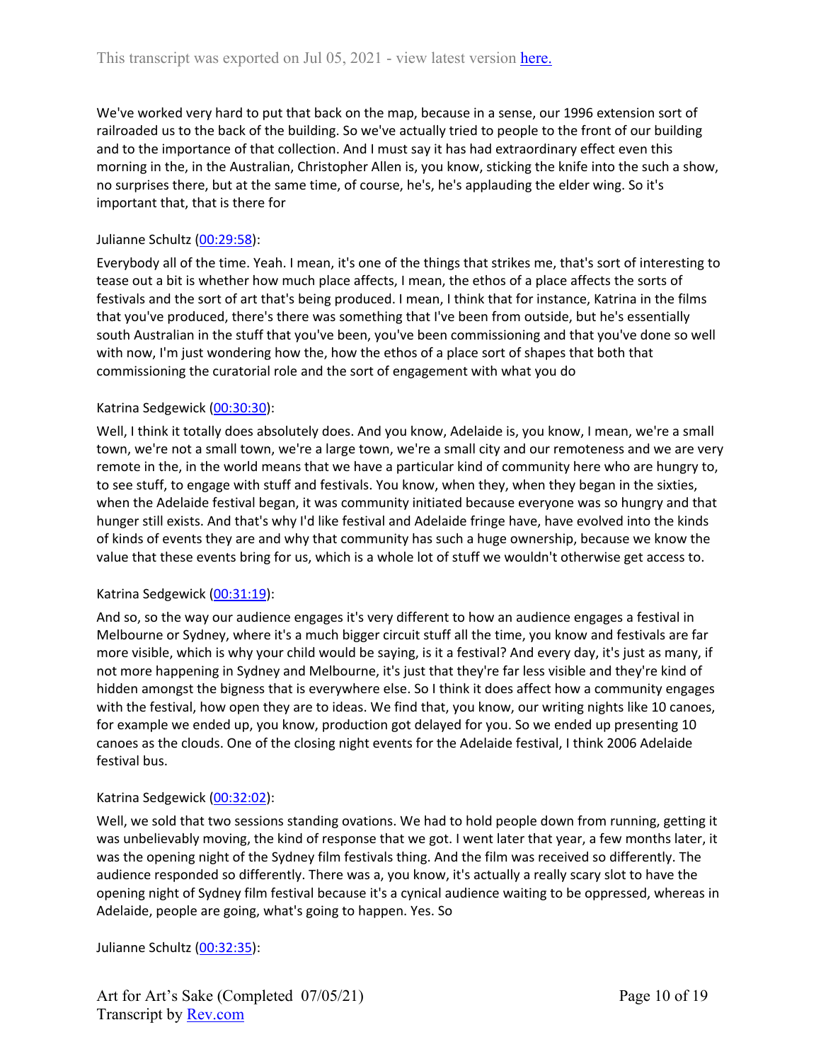We've worked very hard to put that back on the map, because in a sense, our 1996 extension sort of railroaded us to the back of the building. So we've actually tried to people to the front of our building and to the importance of that collection. And I must say it has had extraordinary effect even this morning in the, in the Australian, Christopher Allen is, you know, sticking the knife into the such a show, no surprises there, but at the same time, of course, he's, he's applauding the elder wing. So it's important that, that is there for

Julianne Schultz ([00:29:58](#)):

Everybody all of the time. Yeah. I mean, it's one of the things that strikes me, that's sort of interesting to tease out a bit is whether how much place affects, I mean, the ethos of a place affects the sorts of festivals and the sort of art that's being produced. I mean, I think that for instance, Katrina in the films that you've produced, there's there was something that I've been from outside, but he's essentially south Australian in the stuff that you've been, you've been commissioning and that you've done so well with now, I'm just wondering how the, how the ethos of a place sort of shapes that both that commissioning the curatorial role and the sort of engagement with what you do

Katrina Sedgewick ([00:30:30](#)):

Well, I think it totally does absolutely does. And you know, Adelaide is, you know, I mean, we're a small town, we're not a small town, we're a large town, we're a small city and our remoteness and we are very remote in the, in the world means that we have a particular kind of community here who are hungry to, to see stuff, to engage with stuff and festivals. You know, when they, when they began in the sixties, when the Adelaide festival began, it was community initiated because everyone was so hungry and that hunger still exists. And that's why I'd like festival and Adelaide fringe have, have evolved into the kinds of kinds of events they are and why that community has such a huge ownership, because we know the value that these events bring for us, which is a whole lot of stuff we wouldn't otherwise get access to.

Katrina Sedgewick ([00:31:19](#)):

And so, so the way our audience engages it's very different to how an audience engages a festival in Melbourne or Sydney, where it's a much bigger circuit stuff all the time, you know and festivals are far more visible, which is why your child would be saying, is it a festival? And every day, it's just as many, if not more happening in Sydney and Melbourne, it's just that they're far less visible and they're kind of hidden amongst the bigness that is everywhere else. So I think it does affect how a community engages with the festival, how open they are to ideas. We find that, you know, our writing nights like 10 canoes, for example we ended up, you know, production got delayed for you. So we ended up presenting 10 canoes as the clouds. One of the closing night events for the Adelaide festival, I think 2006 Adelaide festival bus.

Katrina Sedgewick ([00:32:02](#)):

Well, we sold that two sessions standing ovations. We had to hold people down from running, getting it was unbelievably moving, the kind of response that we got. I went later that year, a few months later, it was the opening night of the Sydney film festivals thing. And the film was received so differently. The audience responded so differently. There was a, you know, it's actually a really scary slot to have the opening night of Sydney film festival because it's a cynical audience waiting to be oppressed, whereas in Adelaide, people are going, what's going to happen. Yes. So

Julianne Schultz ([00:32:35](#)):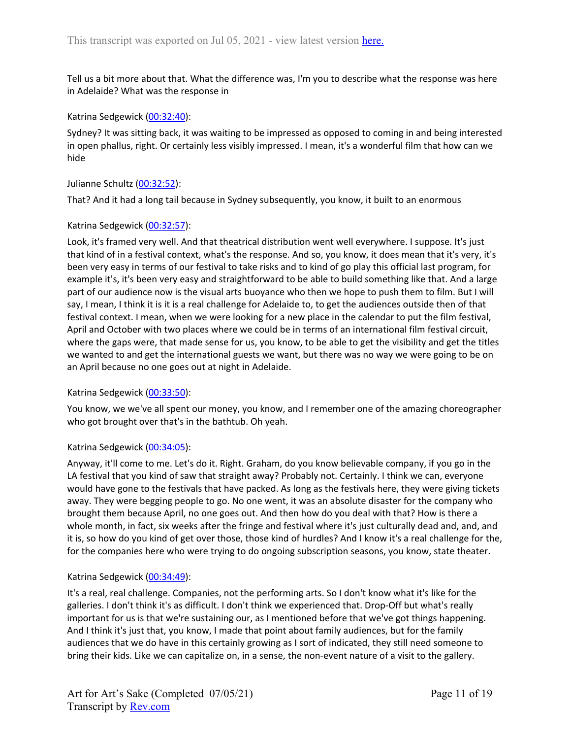Tell us a bit more about that. What the difference was, I'm you to describe what the response was here in Adelaide? What was the response in

Katrina Sedgewick ([00:32:40](#)):

Sydney? It was sitting back, it was waiting to be impressed as opposed to coming in and being interested in open phallus, right. Or certainly less visibly impressed. I mean, it's a wonderful film that how can we hide

Julianne Schultz ([00:32:52](#)):

That? And it had a long tail because in Sydney subsequently, you know, it built to an enormous

Katrina Sedgewick ([00:32:57](#)):

Look, it's framed very well. And that theatrical distribution went well everywhere. I suppose. It's just that kind of in a festival context, what's the response. And so, you know, it does mean that it's very, it's been very easy in terms of our festival to take risks and to kind of go play this official last program, for example it's, it's been very easy and straightforward to be able to build something like that. And a large part of our audience now is the visual arts buoyance who then we hope to push them to film. But I will say, I mean, I think it is it is a real challenge for Adelaide to, to get the audiences outside then of that festival context. I mean, when we were looking for a new place in the calendar to put the film festival, April and October with two places where we could be in terms of an international film festival circuit, where the gaps were, that made sense for us, you know, to be able to get the visibility and get the titles we wanted to and get the international guests we want, but there was no way we were going to be on an April because no one goes out at night in Adelaide.

Katrina Sedgewick ([00:33:50](#)):

You know, we we've all spent our money, you know, and I remember one of the amazing choreographer who got brought over that's in the bathtub. Oh yeah.

Katrina Sedgewick ([00:34:05](#)):

Anyway, it'll come to me. Let's do it. Right. Graham, do you know believable company, if you go in the LA festival that you kind of saw that straight away? Probably not. Certainly. I think we can, everyone would have gone to the festivals that have packed. As long as the festivals here, they were giving tickets away. They were begging people to go. No one went, it was an absolute disaster for the company who brought them because April, no one goes out. And then how do you deal with that? How is there a whole month, in fact, six weeks after the fringe and festival where it's just culturally dead and, and, and it is, so how do you kind of get over those, those kind of hurdles? And I know it's a real challenge for the, for the companies here who were trying to do ongoing subscription seasons, you know, state theater.

Katrina Sedgewick ([00:34:49](#)):

It's a real, real challenge. Companies, not the performing arts. So I don't know what it's like for the galleries. I don't think it's as difficult. I don't think we experienced that. Drop-Off but what's really important for us is that we're sustaining our, as I mentioned before that we've got things happening. And I think it's just that, you know, I made that point about family audiences, but for the family audiences that we do have in this certainly growing as I sort of indicated, they still need someone to bring their kids. Like we can capitalize on, in a sense, the non-event nature of a visit to the gallery.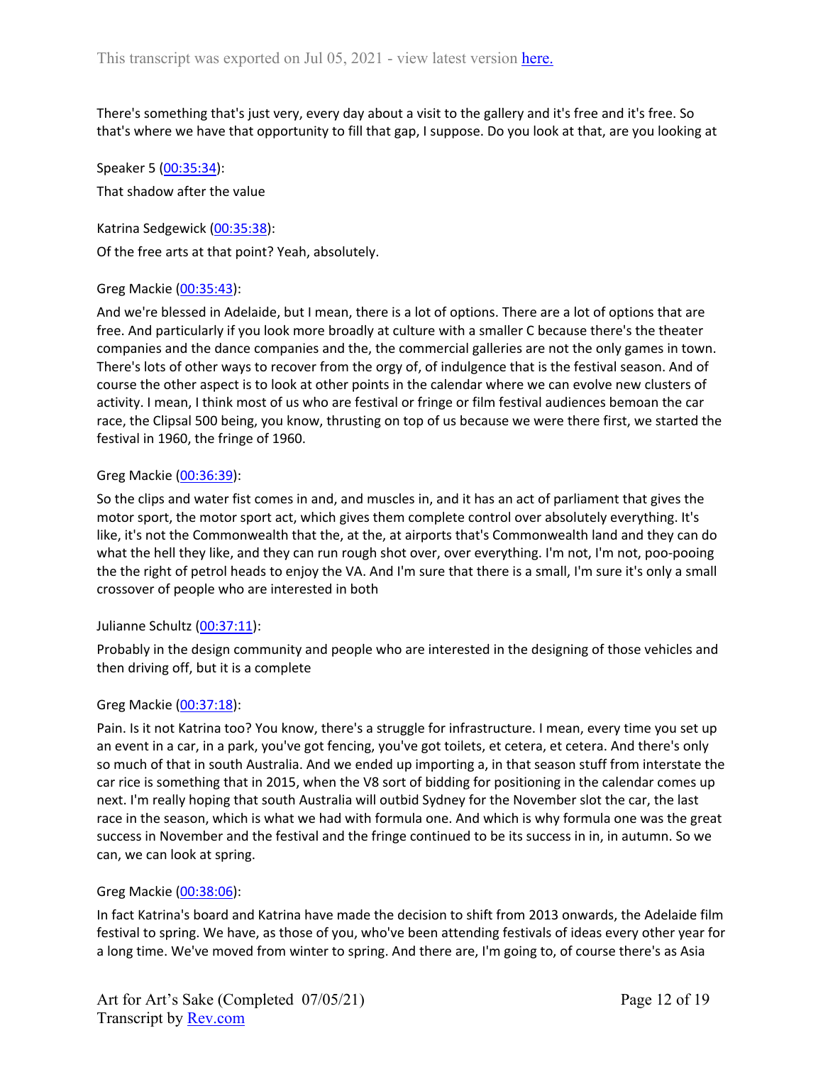There's something that's just very, every day about a visit to the gallery and it's free and it's free. So that's where we have that opportunity to fill that gap, I suppose. Do you look at that, are you looking at

Speaker 5 ([00:35:34](#)):

That shadow after the value

Katrina Sedgewick ([00:35:38](#)):

Of the free arts at that point? Yeah, absolutely.

Greg Mackie ([00:35:43](#)):

And we're blessed in Adelaide, but I mean, there is a lot of options. There are a lot of options that are free. And particularly if you look more broadly at culture with a smaller C because there's the theater companies and the dance companies and the, the commercial galleries are not the only games in town. There's lots of other ways to recover from the orgy of, of indulgence that is the festival season. And of course the other aspect is to look at other points in the calendar where we can evolve new clusters of activity. I mean, I think most of us who are festival or fringe or film festival audiences bemoan the car race, the Clipsal 500 being, you know, thrusting on top of us because we were there first, we started the festival in 1960, the fringe of 1960.

Greg Mackie ([00:36:39](#)):

So the clips and water fist comes in and, and muscles in, and it has an act of parliament that gives the motor sport, the motor sport act, which gives them complete control over absolutely everything. It's like, it's not the Commonwealth that the, at the, at airports that's Commonwealth land and they can do what the hell they like, and they can run rough shot over, over everything. I'm not, I'm not, poo-pooing the the right of petrol heads to enjoy the VA. And I'm sure that there is a small, I'm sure it's only a small crossover of people who are interested in both

Julianne Schultz ([00:37:11](#)):

Probably in the design community and people who are interested in the designing of those vehicles and then driving off, but it is a complete

Greg Mackie ([00:37:18](#)):

Pain. Is it not Katrina too? You know, there's a struggle for infrastructure. I mean, every time you set up an event in a car, in a park, you've got fencing, you've got toilets, et cetera, et cetera. And there's only so much of that in south Australia. And we ended up importing a, in that season stuff from interstate the car rice is something that in 2015, when the V8 sort of bidding for positioning in the calendar comes up next. I'm really hoping that south Australia will outbid Sydney for the November slot the car, the last race in the season, which is what we had with formula one. And which is why formula one was the great success in November and the festival and the fringe continued to be its success in in, in autumn. So we can, we can look at spring.

Greg Mackie ([00:38:06](#)):

In fact Katrina's board and Katrina have made the decision to shift from 2013 onwards, the Adelaide film festival to spring. We have, as those of you, who've been attending festivals of ideas every other year for a long time. We've moved from winter to spring. And there are, I'm going to, of course there's as Asia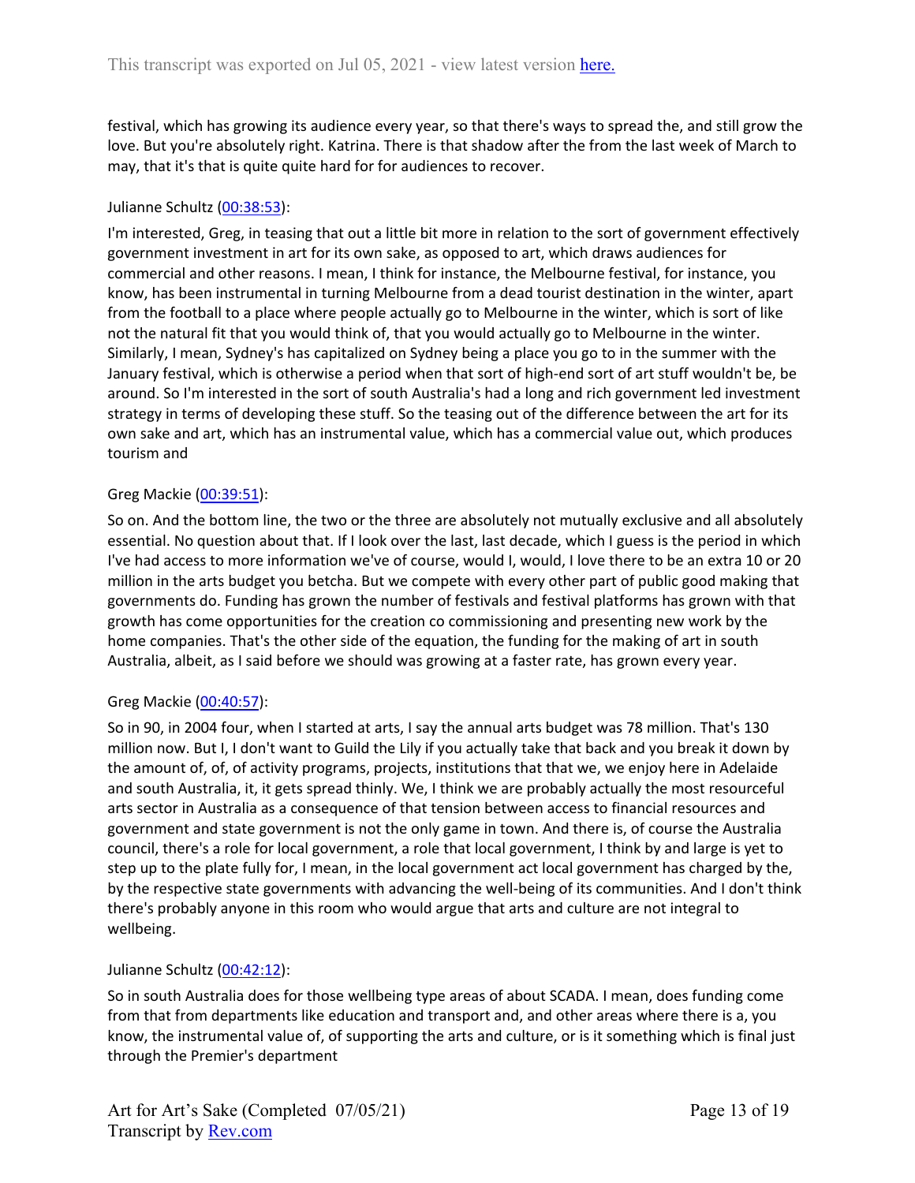festival, which has growing its audience every year, so that there's ways to spread the, and still grow the love. But you're absolutely right. Katrina. There is that shadow after the from the last week of March to may, that it's that is quite quite hard for for audiences to recover.

Julianne Schultz ([00:38:53](#)):

I'm interested, Greg, in teasing that out a little bit more in relation to the sort of government effectively government investment in art for its own sake, as opposed to art, which draws audiences for commercial and other reasons. I mean, I think for instance, the Melbourne festival, for instance, you know, has been instrumental in turning Melbourne from a dead tourist destination in the winter, apart from the football to a place where people actually go to Melbourne in the winter, which is sort of like not the natural fit that you would think of, that you would actually go to Melbourne in the winter. Similarly, I mean, Sydney's has capitalized on Sydney being a place you go to in the summer with the January festival, which is otherwise a period when that sort of high-end sort of art stuff wouldn't be, be around. So I'm interested in the sort of south Australia's had a long and rich government led investment strategy in terms of developing these stuff. So the teasing out of the difference between the art for its own sake and art, which has an instrumental value, which has a commercial value out, which produces tourism and

Greg Mackie ([00:39:51](#)):

So on. And the bottom line, the two or the three are absolutely not mutually exclusive and all absolutely essential. No question about that. If I look over the last, last decade, which I guess is the period in which I've had access to more information we've of course, would I, would, I love there to be an extra 10 or 20 million in the arts budget you betcha. But we compete with every other part of public good making that governments do. Funding has grown the number of festivals and festival platforms has grown with that growth has come opportunities for the creation co commissioning and presenting new work by the home companies. That's the other side of the equation, the funding for the making of art in south Australia, albeit, as I said before we should was growing at a faster rate, has grown every year.

Greg Mackie ([00:40:57](#)):

So in 90, in 2004 four, when I started at arts, I say the annual arts budget was 78 million. That's 130 million now. But I, I don't want to Guild the Lily if you actually take that back and you break it down by the amount of, of, of, of activity programs, projects, institutions that that we, we enjoy here in Adelaide and south Australia, it, it gets spread thinly. We, I think we are probably actually the most resourceful arts sector in Australia as a consequence of that tension between access to financial resources and government and state government is not the only game in town. And there is, of course the Australia council, there's a role for local government, a role that local government, I think by and large is yet to step up to the plate fully for, I mean, in the local government act local government has charged by the, by the respective state governments with advancing the well-being of its communities. And I don't think there's probably anyone in this room who would argue that arts and culture are not integral to wellbeing.

Julianne Schultz ([00:42:12](#)):

So in south Australia does for those wellbeing type areas of about SCADA. I mean, does funding come from that from departments like education and transport and, and other areas where there is a, you know, the instrumental value of, of supporting the arts and culture, or is it something which is final just through the Premier's department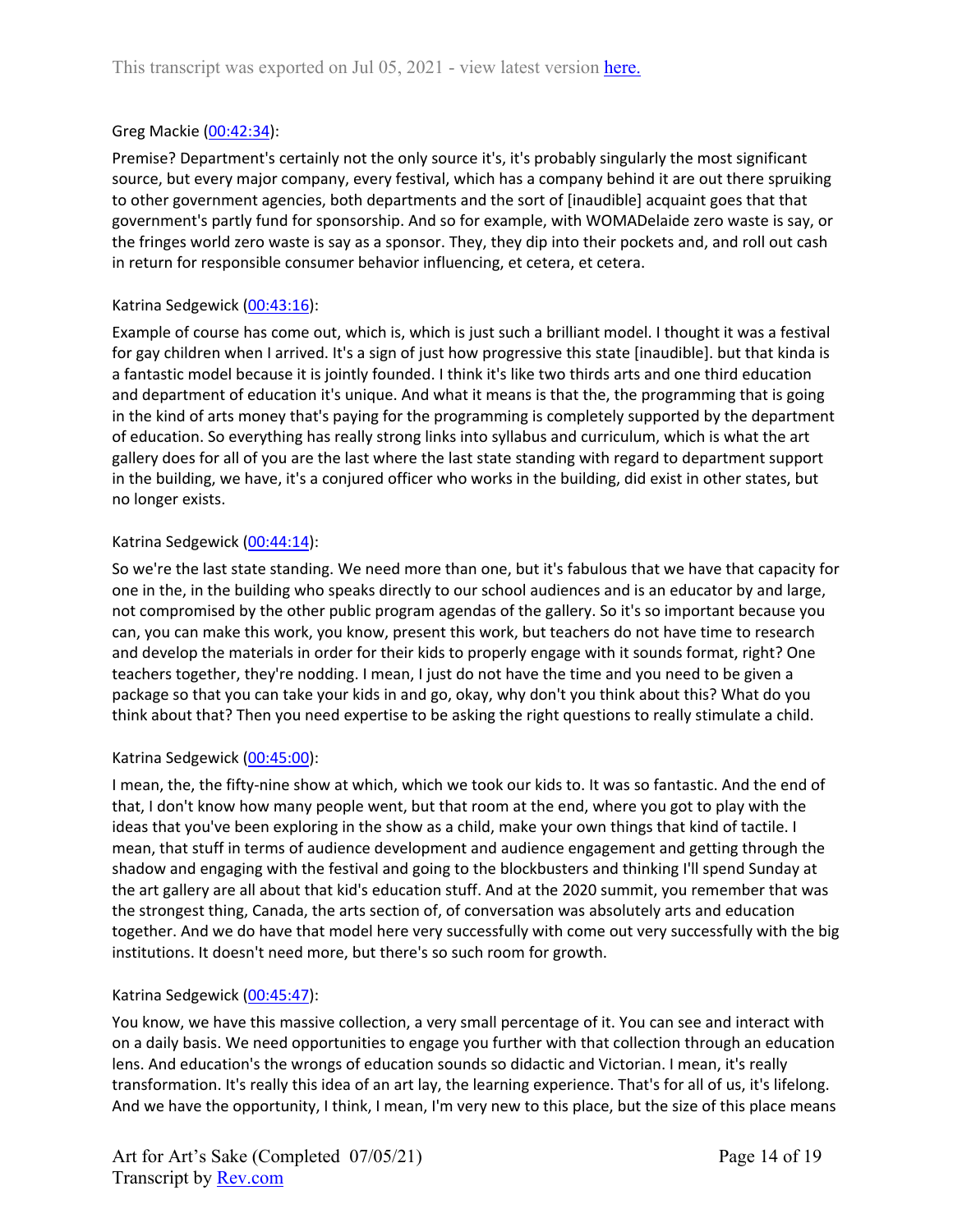Greg Mackie (00:42:34):

Premise? Department's certainly not the only source it's, it's probably singularly the most significant source, but every major company, every festival, which has a company behind it are out there spruiking to other government agencies, both departments and the sort of [inaudible] acquaint goes that that government's partly fund for sponsorship. And so for example, with WOMADelaide zero waste is say, or the fringes world zero waste is say as a sponsor. They, they dip into their pockets and, and roll out cash in return for responsible consumer behavior influencing, et cetera, et cetera.

Katrina Sedgewick (00:43:16):

Example of course has come out, which is, which is just such a brilliant model. I thought it was a festival for gay children when I arrived. It's a sign of just how progressive this state [inaudible]. but that kinda is a fantastic model because it is jointly founded. I think it's like two thirds arts and one third education and department of education it's unique. And what it means is that the, the programming that is going in the kind of arts money that's paying for the programming is completely supported by the department of education. So everything has really strong links into syllabus and curriculum, which is what the art gallery does for all of you are the last where the last state standing with regard to department support in the building, we have, it's a conjured officer who works in the building, did exist in other states, but no longer exists.

Katrina Sedgewick (00:44:14):

So we're the last state standing. We need more than one, but it's fabulous that we have that capacity for one in the, in the building who speaks directly to our school audiences and is an educator by and large, not compromised by the other public program agendas of the gallery. So it's so important because you can, you can make this work, you know, present this work, but teachers do not have time to research and develop the materials in order for their kids to properly engage with it sounds format, right? One teachers together, they're nodding. I mean, I just do not have the time and you need to be given a package so that you can take your kids in and go, okay, why don't you think about this? What do you think about that? Then you need expertise to be asking the right questions to really stimulate a child.

Katrina Sedgewick (00:45:00):

I mean, the, the fifty-nine show at which, which we took our kids to. It was so fantastic. And the end of that, I don't know how many people went, but that room at the end, where you got to play with the ideas that you've been exploring in the show as a child, make your own things that kind of tactile. I mean, that stuff in terms of audience development and audience engagement and getting through the shadow and engaging with the festival and going to the blockbusters and thinking I'll spend Sunday at the art gallery are all about that kid's education stuff. And at the 2020 summit, you remember that was the strongest thing, Canada, the arts section of, of conversation was absolutely arts and education together. And we do have that model here very successfully with come out very successfully with the big institutions. It doesn't need more, but there's so such room for growth.

Katrina Sedgewick (00:45:47):

You know, we have this massive collection, a very small percentage of it. You can see and interact with on a daily basis. We need opportunities to engage you further with that collection through an education lens. And education's the wrongs of education sounds so didactic and Victorian. I mean, it's really transformation. It's really this idea of an art lay, the learning experience. That's for all of us, it's lifelong. And we have the opportunity, I think, I mean, I'm very new to this place, but the size of this place means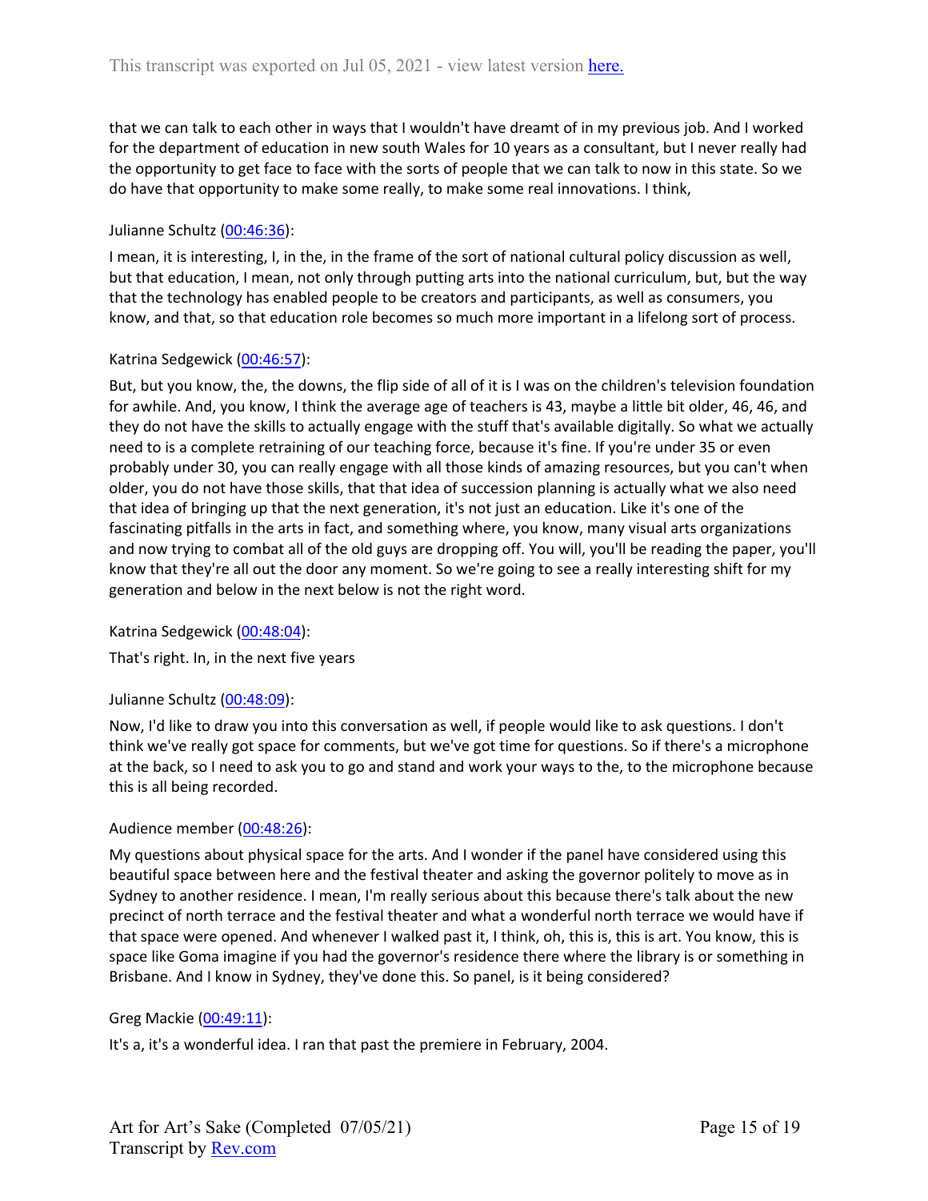that we can talk to each other in ways that I wouldn't have dreamt of in my previous job. And I worked for the department of education in new south Wales for 10 years as a consultant, but I never really had the opportunity to get face to face with the sorts of people that we can talk to now in this state. So we do have that opportunity to make some really, to make some real innovations. I think,

Julianne Schultz (00:46:36):

I mean, it is interesting, I, in the, in the frame of the sort of national cultural policy discussion as well, but that education, I mean, not only through putting arts into the national curriculum, but, but the way that the technology has enabled people to be creators and participants, as well as consumers, you know, and that, so that education role becomes so much more important in a lifelong sort of process.

Katrina Sedgewick (00:46:57):

But, but you know, the, the downs, the flip side of all of it is I was on the children's television foundation for awhile. And, you know, I think the average age of teachers is 43, maybe a little bit older, 46, 46, and they do not have the skills to actually engage with the stuff that's available digitally. So what we actually need to is a complete retraining of our teaching force, because it's fine. If you're under 35 or even probably under 30, you can really engage with all those kinds of amazing resources, but you can't when older, you do not have those skills, that that idea of succession planning is actually what we also need that idea of bringing up that the next generation, it's not just an education. Like it's one of the fascinating pitfalls in the arts in fact, and something where, you know, many visual arts organizations and now trying to combat all of the old guys are dropping off. You will, you'll be reading the paper, you'll know that they're all out the door any moment. So we're going to see a really interesting shift for my generation and below in the next below is not the right word.

Katrina Sedgewick (00:48:04):

That's right. In, in the next five years

Julianne Schultz (00:48:09):

Now, I'd like to draw you into this conversation as well, if people would like to ask questions. I don't think we've really got space for comments, but we've got time for questions. So if there's a microphone at the back, so I need to ask you to go and stand and work your ways to the, to the microphone because this is all being recorded.

Audience member (00:48:26):

My questions about physical space for the arts. And I wonder if the panel have considered using this beautiful space between here and the festival theater and asking the governor politely to move as in Sydney to another residence. I mean, I'm really serious about this because there's talk about the new precinct of north terrace and the festival theater and what a wonderful north terrace we would have if that space were opened. And whenever I walked past it, I think, oh, this is, this is art. You know, this is space like Goma imagine if you had the governor's residence there where the library is or something in Brisbane. And I know in Sydney, they've done this. So panel, is it being considered?

Greg Mackie (00:49:11):

It's a, it's a wonderful idea. I ran that past the premiere in February, 2004.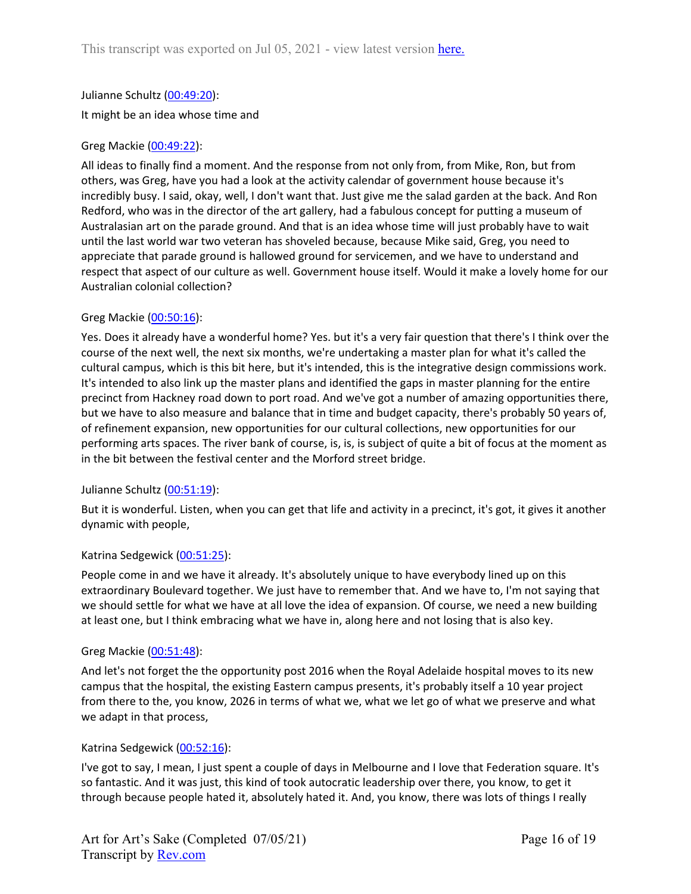Julianne Schultz (00:49:20):

It might be an idea whose time and

Greg Mackie (00:49:22):

All ideas to finally find a moment. And the response from not only from, from Mike, Ron, but from others, was Greg, have you had a look at the activity calendar of government house because it's incredibly busy. I said, okay, well, I don't want that. Just give me the salad garden at the back. And Ron Redford, who was in the director of the art gallery, had a fabulous concept for putting a museum of Australasian art on the parade ground. And that is an idea whose time will just probably have to wait until the last world war two veteran has shoveled because, because Mike said, Greg, you need to appreciate that parade ground is hallowed ground for servicemen, and we have to understand and respect that aspect of our culture as well. Government house itself. Would it make a lovely home for our Australian colonial collection?

Greg Mackie (00:50:16):

Yes. Does it already have a wonderful home? Yes. but it's a very fair question that there's I think over the course of the next well, the next six months, we're undertaking a master plan for what it's called the cultural campus, which is this bit here, but it's intended, this is the integrative design commissions work. It's intended to also link up the master plans and identified the gaps in master planning for the entire precinct from Hackney road down to port road. And we've got a number of amazing opportunities there, but we have to also measure and balance that in time and budget capacity, there's probably 50 years of, of refinement expansion, new opportunities for our cultural collections, new opportunities for our performing arts spaces. The river bank of course, is, is, is subject of quite a bit of focus at the moment as in the bit between the festival center and the Morford street bridge.

Julianne Schultz (00:51:19):

But it is wonderful. Listen, when you can get that life and activity in a precinct, it's got, it gives it another dynamic with people,

Katrina Sedgewick (00:51:25):

People come in and we have it already. It's absolutely unique to have everybody lined up on this extraordinary Boulevard together. We just have to remember that. And we have to, I'm not saying that we should settle for what we have at all love the idea of expansion. Of course, we need a new building at least one, but I think embracing what we have in, along here and not losing that is also key.

Greg Mackie (00:51:48):

And let's not forget the the opportunity post 2016 when the Royal Adelaide hospital moves to its new campus that the hospital, the existing Eastern campus presents, it's probably itself a 10 year project from there to the, you know, 2026 in terms of what we, what we let go of what we preserve and what we adapt in that process,

Katrina Sedgewick (00:52:16):

I've got to say, I mean, I just spent a couple of days in Melbourne and I love that Federation square. It's so fantastic. And it was just, this kind of took autocratic leadership over there, you know, to get it through because people hated it, absolutely hated it. And, you know, there was lots of things I really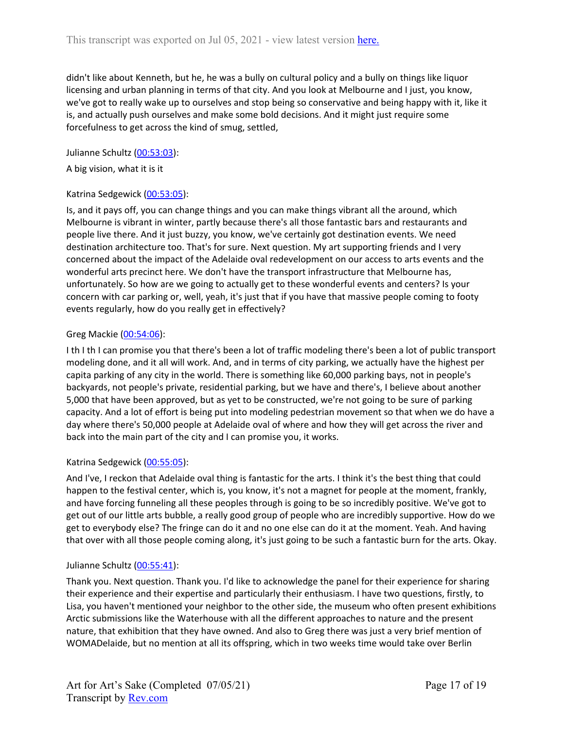didn't like about Kenneth, but he, he was a bully on cultural policy and a bully on things like liquor licensing and urban planning in terms of that city. And you look at Melbourne and I just, you know, we've got to really wake up to ourselves and stop being so conservative and being happy with it, like it is, and actually push ourselves and make some bold decisions. And it might just require some forcefulness to get across the kind of smug, settled,

Julianne Schultz ([00:53:03](https://www.rev.com)):

A big vision, what it is it

Katrina Sedgewick ([00:53:05](https://www.rev.com)):

Is, and it pays off, you can change things and you can make things vibrant all the around, which Melbourne is vibrant in winter, partly because there's all those fantastic bars and restaurants and people live there. And it just buzzy, you know, we've certainly got destination events. We need destination architecture too. That's for sure. Next question. My art supporting friends and I very concerned about the impact of the Adelaide oval redevelopment on our access to arts events and the wonderful arts precinct here. We don't have the transport infrastructure that Melbourne has, unfortunately. So how are we going to actually get to these wonderful events and centers? Is your concern with car parking or, well, yeah, it's just that if you have that massive people coming to footy events regularly, how do you really get in effectively?

Greg Mackie ([00:54:06](https://www.rev.com)):

I th I th I can promise you that there's been a lot of traffic modeling there's been a lot of public transport modeling done, and it all will work. And, and in terms of city parking, we actually have the highest per capita parking of any city in the world. There is something like 60,000 parking bays, not in people's backyards, not people's private, residential parking, but we have and there's, I believe about another 5,000 that have been approved, but as yet to be constructed, we're not going to be sure of parking capacity. And a lot of effort is being put into modeling pedestrian movement so that when we do have a day where there's 50,000 people at Adelaide oval of where and how they will get across the river and back into the main part of the city and I can promise you, it works.

Katrina Sedgewick ([00:55:05](https://www.rev.com)):

And I've, I reckon that Adelaide oval thing is fantastic for the arts. I think it's the best thing that could happen to the festival center, which is, you know, it's not a magnet for people at the moment, frankly, and have forcing funneling all these peoples through is going to be so incredibly positive. We've got to get out of our little arts bubble, a really good group of people who are incredibly supportive. How do we get to everybody else? The fringe can do it and no one else can do it at the moment. Yeah. And having that over with all those people coming along, it's just going to be such a fantastic burn for the arts. Okay.

Julianne Schultz ([00:55:41](https://www.rev.com)):

Thank you. Next question. Thank you. I'd like to acknowledge the panel for their experience for sharing their experience and their expertise and particularly their enthusiasm. I have two questions, firstly, to Lisa, you haven't mentioned your neighbor to the other side, the museum who often present exhibitions Arctic submissions like the Waterhouse with all the different approaches to nature and the present nature, that exhibition that they have owned. And also to Greg there was just a very brief mention of WOMADelaide, but no mention at all its offspring, which in two weeks time would take over Berlin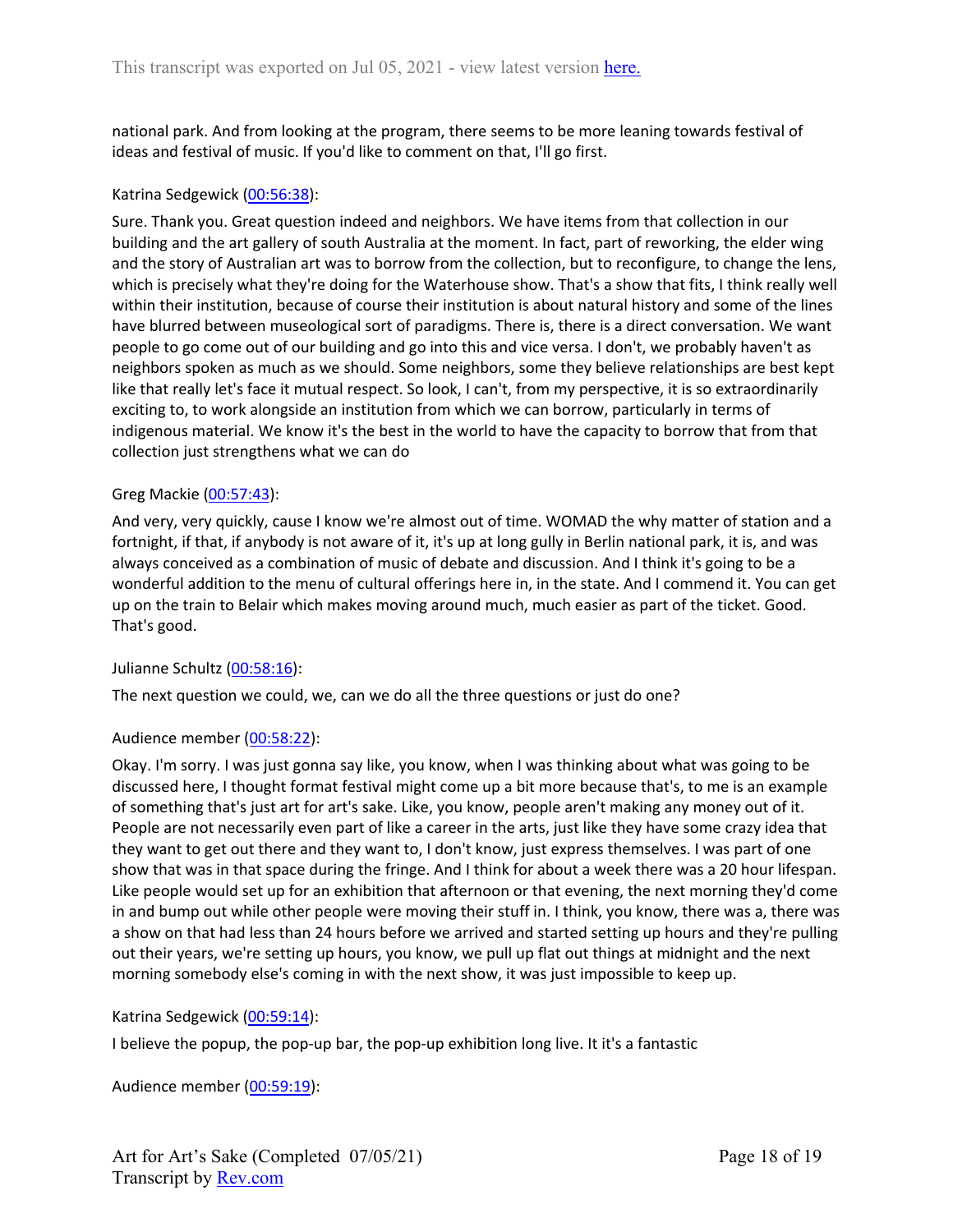national park. And from looking at the program, there seems to be more leaning towards festival of ideas and festival of music. If you'd like to comment on that, I'll go first.

Katrina Sedgewick ([00:56:38]):

Sure. Thank you. Great question indeed and neighbors. We have items from that collection in our building and the art gallery of south Australia at the moment. In fact, part of reworking, the elder wing and the story of Australian art was to borrow from the collection, but to reconfigure, to change the lens, which is precisely what they're doing for the Waterhouse show. That's a show that fits, I think really well within their institution, because of course their institution is about natural history and some of the lines have blurred between museological sort of paradigms. There is, there is a direct conversation. We want people to go come out of our building and go into this and vice versa. I don't, we probably haven't as neighbors spoken as much as we should. Some neighbors, some they believe relationships are best kept like that really let's face it mutual respect. So look, I can't, from my perspective, it is so extraordinarily exciting to, to work alongside an institution from which we can borrow, particularly in terms of indigenous material. We know it's the best in the world to have the capacity to borrow that from that collection just strengthens what we can do

Greg Mackie ([00:57:43]):

And very, very quickly, cause I know we're almost out of time. WOMAD the why matter of station and a fortnight, if that, if anybody is not aware of it, it's up at long gully in Berlin national park, it is, and was always conceived as a combination of music of debate and discussion. And I think it's going to be a wonderful addition to the menu of cultural offerings here in, in the state. And I commend it. You can get up on the train to Belair which makes moving around much, much easier as part of the ticket. Good. That's good.

Julianne Schultz ([00:58:16]):

The next question we could, we, can we do all the three questions or just do one?

Audience member ([00:58:22]):

Okay. I'm sorry. I was just gonna say like, you know, when I was thinking about what was going to be discussed here, I thought format festival might come up a bit more because that's, to me is an example of something that's just art for art's sake. Like, you know, people aren't making any money out of it. People are not necessarily even part of like a career in the arts, just like they have some crazy idea that they want to get out there and they want to, I don't know, just express themselves. I was part of one show that was in that space during the fringe. And I think for about a week there was a 20 hour lifespan. Like people would set up for an exhibition that afternoon or that evening, the next morning they'd come in and bump out while other people were moving their stuff in. I think, you know, there was a, there was a show on that had less than 24 hours before we arrived and started setting up hours and they're pulling out their years, we're setting up hours, you know, we pull up flat out things at midnight and the next morning somebody else's coming in with the next show, it was just impossible to keep up.

Katrina Sedgewick ([00:59:14]):

I believe the popup, the pop-up bar, the pop-up exhibition long live. It it's a fantastic

Audience member ([00:59:19]):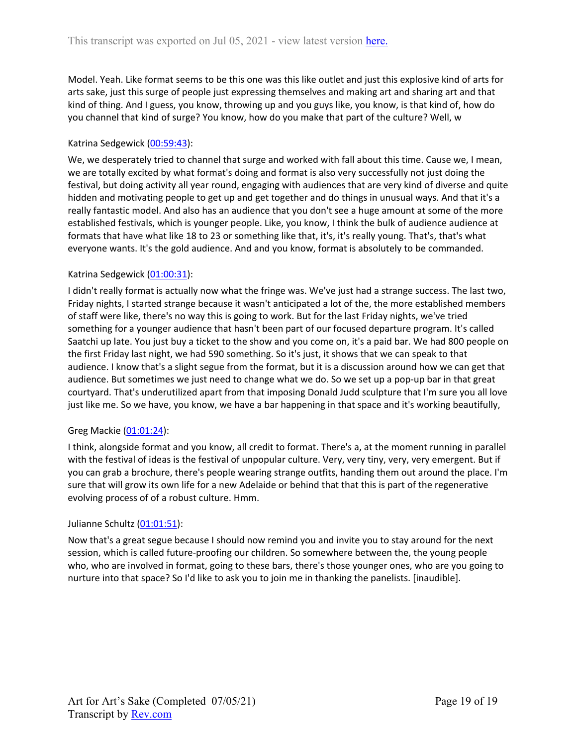Model. Yeah. Like format seems to be this one was this like outlet and just this explosive kind of arts for arts sake, just this surge of people just expressing themselves and making art and sharing art and that kind of thing. And I guess, you know, throwing up and you guys like, you know, is that kind of, how do you channel that kind of surge? You know, how do you make that part of the culture? Well, w

Katrina Sedgewick (00:59:43):

We, we desperately tried to channel that surge and worked with fall about this time. Cause we, I mean, we are totally excited by what format's doing and format is also very successfully not just doing the festival, but doing activity all year round, engaging with audiences that are very kind of diverse and quite hidden and motivating people to get up and get together and do things in unusual ways. And that it's a really fantastic model. And also has an audience that you don't see a huge amount at some of the more established festivals, which is younger people. Like, you know, I think the bulk of audience audience at formats that have what like 18 to 23 or something like that, it's, it's really young. That's, that's what everyone wants. It's the gold audience. And and you know, format is absolutely to be commanded.

Katrina Sedgewick (01:00:31):

I didn't really format is actually now what the fringe was. We've just had a strange success. The last two, Friday nights, I started strange because it wasn't anticipated a lot of the, the more established members of staff were like, there's no way this is going to work. But for the last Friday nights, we've tried something for a younger audience that hasn't been part of our focused departure program. It's called Saatchi up late. You just buy a ticket to the show and you come on, it's a paid bar. We had 800 people on the first Friday last night, we had 590 something. So it's just, it shows that we can speak to that audience. I know that's a slight segue from the format, but it is a discussion around how we can get that audience. But sometimes we just need to change what we do. So we set up a pop-up bar in that great courtyard. That's underutilized apart from that imposing Donald Judd sculpture that I'm sure you all love just like me. So we have, you know, we have a bar happening in that space and it's working beautifully,

Greg Mackie (01:01:24):

I think, alongside format and you know, all credit to format. There's a, at the moment running in parallel with the festival of ideas is the festival of unpopular culture. Very, very tiny, very, very emergent. But if you can grab a brochure, there's people wearing strange outfits, handing them out around the place. I'm sure that will grow its own life for a new Adelaide or behind that that this is part of the regenerative evolving process of of a robust culture. Hmm.

Julianne Schultz (01:01:51):

Now that's a great segue because I should now remind you and invite you to stay around for the next session, which is called future-proofing our children. So somewhere between the, the young people who, who are involved in format, going to these bars, there's those younger ones, who are you going to nurture into that space? So I'd like to ask you to join me in thanking the panelists. [inaudible].